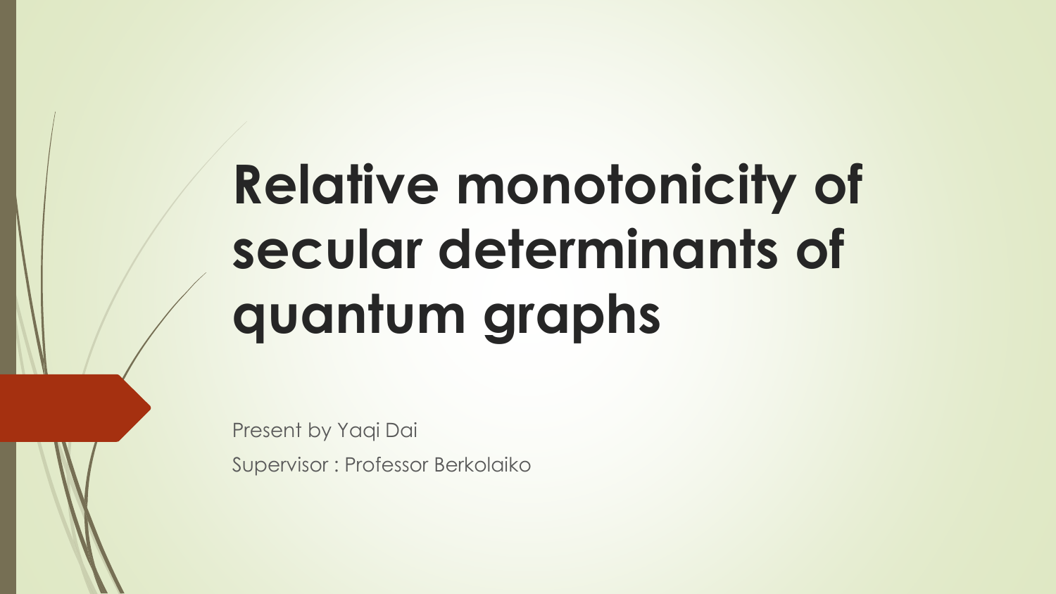# Relative monotonicity of secular determinants of quantum graphs

Present by Yaqi Dai

Supervisor : Professor Berkolaiko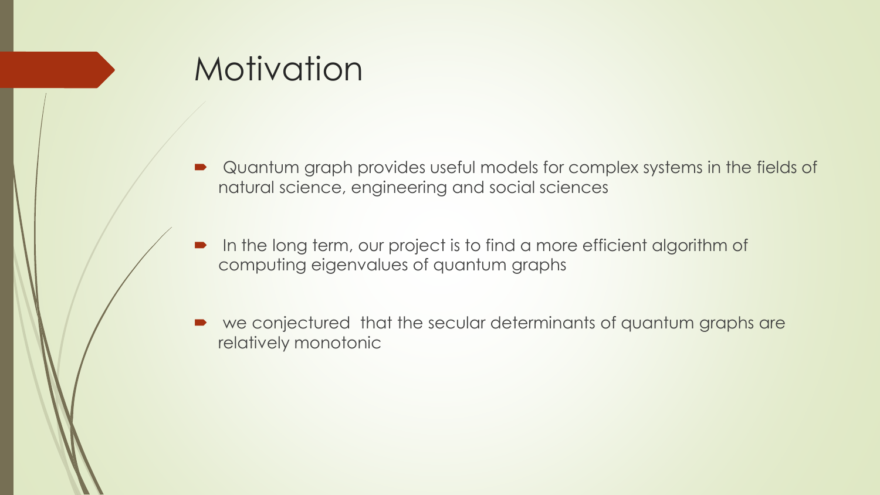# Motivation

- Quantum graph provides useful models for complex systems in the fields of natural science, engineering and social sciences
- In the long term, our project is to find a more efficient algorithm of computing eigenvalues of quantum graphs
- we conjectured that the secular determinants of quantum graphs are relatively monotonic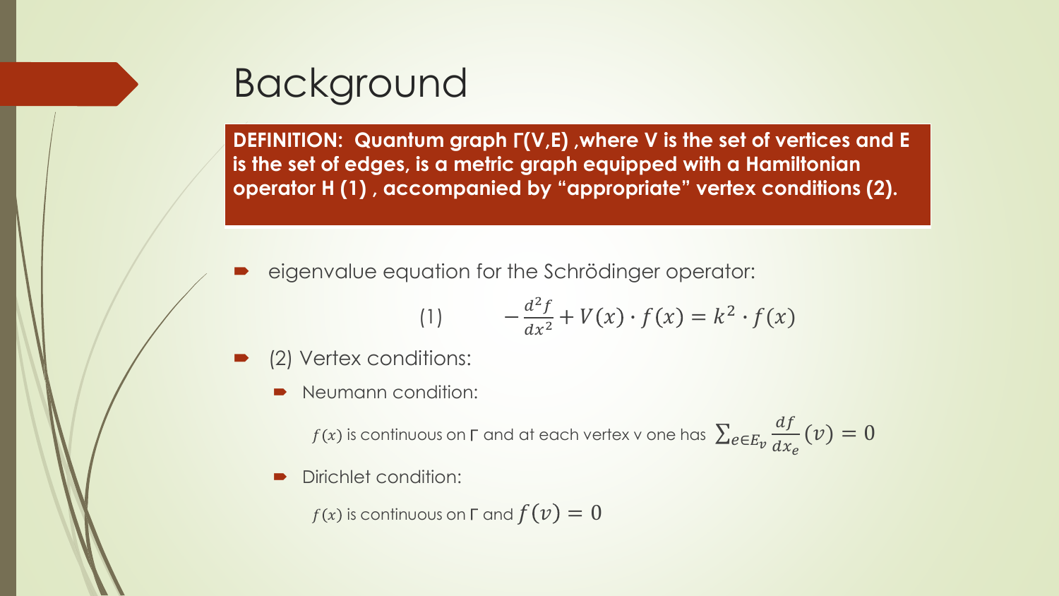# Background

**DEFINITION: Quantum graph Γ(V,E) ,where V is the set of vertices and E is the set of edges, is a metric graph equipped with a Hamiltonian operator H (1) , accompanied by "appropriate" vertex conditions (2).**

- eigenvalue equation for the Schrödinger operator:

$$(1) \qquad -\frac{d^2 f}{dx^2} + V(x) \cdot f(x) = k^2 \cdot f(x)$$

- (2) Vertex conditions:
  - Neumann condition:

    $f(x)$ is continuous on Γ and at each vertex v one has $\sum_{e \in E_v} \frac{df}{dx_e}(v) = 0$

  - Dirichlet condition:

    $f(x)$ is continuous on Γ and $f(v) = 0$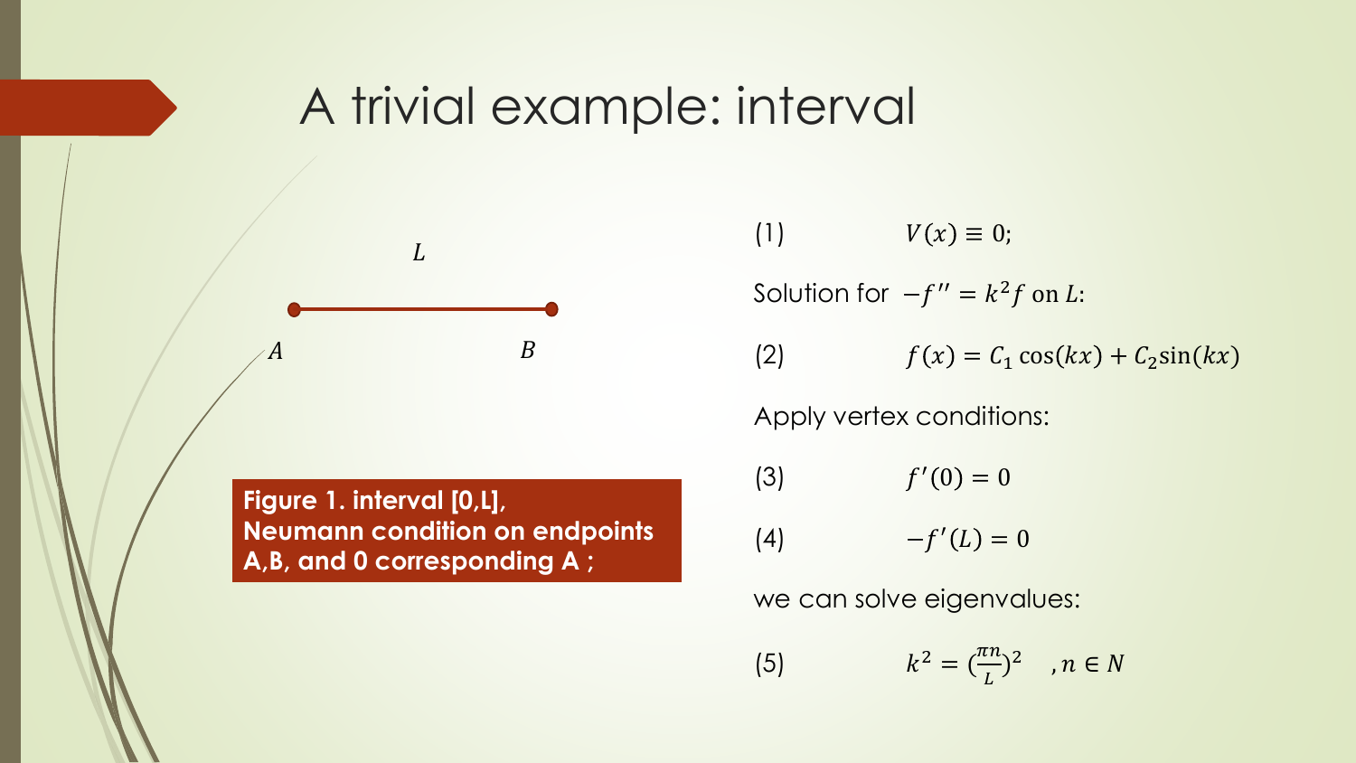# A trivial example: interval

$L$

$A$ $B$

**Figure 1. interval [0,L], Neumann condition on endpoints A,B, and 0 corresponding A ;**

(1) $$V(x) \equiv 0;$$

Solution for $-f'' = k^2 f$ on $L$:

(2) $$f(x) = C_1 \cos(kx) + C_2 \sin(kx)$$

Apply vertex conditions:

(3) $$f'(0) = 0$$

(4) $$-f'(L) = 0$$

we can solve eigenvalues:

(5) $$k^2 = (\frac{\pi n}{L})^2 \quad , n \in N$$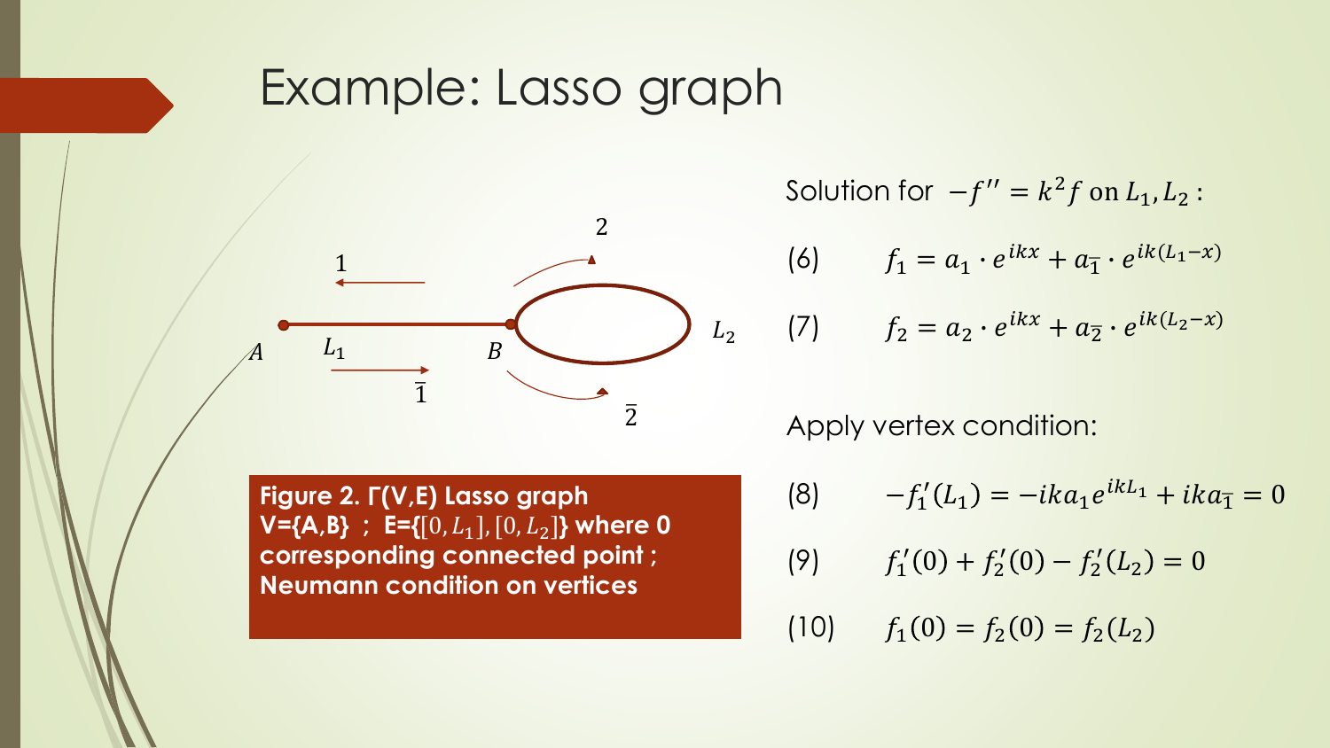# Example: Lasso graph

**Figure 2. Γ(V,E) Lasso graph V={A,B} ; E={$[0, L_1], [0, L_2]$} where 0 corresponding connected point ; Neumann condition on vertices**

Solution for $-f'' = k^2 f$ on $L_1, L_2$ :

(6) $$f_1 = a_1 \cdot e^{ikx} + a_{\bar{1}} \cdot e^{ik(L_1 - x)}$$

(7) $$f_2 = a_2 \cdot e^{ikx} + a_{\bar{2}} \cdot e^{ik(L_2 - x)}$$

Apply vertex condition:

(8) $$-f_1'(L_1) = -ika_1 e^{ikL_1} + ika_{\bar{1}} = 0$$

(9) $$f_1'(0) + f_2'(0) - f_2'(L_2) = 0$$

(10) $$f_1(0) = f_2(0) = f_2(L_2)$$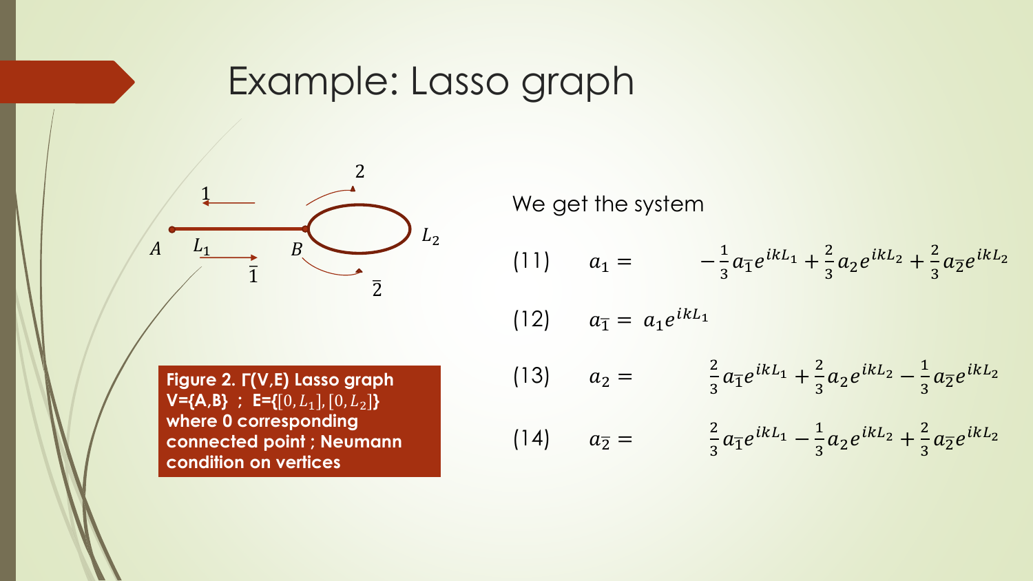# Example: Lasso graph

**Figure 2. Γ(V,E) Lasso graph V={A,B} ; E={$[0, L_1], [0, L_2]$} where 0 corresponding connected point ; Neumann condition on vertices**

We get the system

$$(11) \quad a_1 = -\frac{1}{3}a_{\bar{1}}e^{ikL_1} + \frac{2}{3}a_2e^{ikL_2} + \frac{2}{3}a_{\bar{2}}e^{ikL_2}$$

$$(12) \quad a_{\bar{1}} = a_1e^{ikL_1}$$

$$(13) \quad a_2 = \frac{2}{3}a_{\bar{1}}e^{ikL_1} + \frac{2}{3}a_2e^{ikL_2} - \frac{1}{3}a_{\bar{2}}e^{ikL_2}$$

$$(14) \quad a_{\bar{2}} = \frac{2}{3}a_{\bar{1}}e^{ikL_1} - \frac{1}{3}a_2e^{ikL_2} + \frac{2}{3}a_{\bar{2}}e^{ikL_2}$$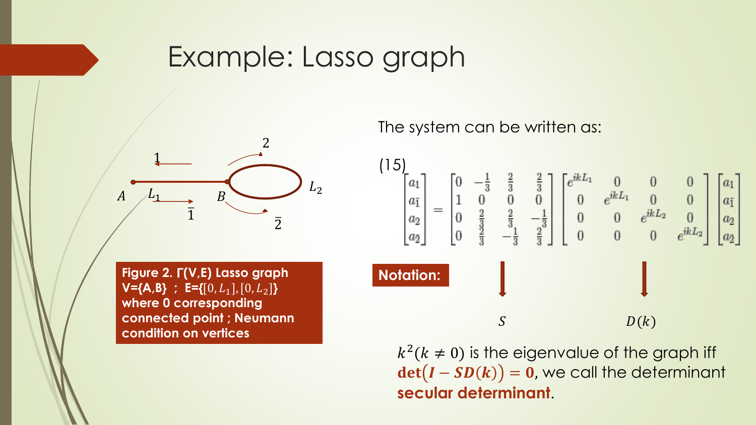# Example: Lasso graph

**Figure 2. Γ(V,E) Lasso graph V={A,B} ; E={$[0, L_1], [0, L_2]$} where 0 corresponding connected point ; Neumann condition on vertices**

The system can be written as:

(15)

$$
\begin{bmatrix} a_1 \\ a_{\bar{1}} \\ a_2 \\ a_{\bar{2}} \end{bmatrix} = \begin{bmatrix} 0 & -\frac{1}{3} & \frac{2}{3} & \frac{2}{3} \\ 1 & 0 & 0 & 0 \\ 0 & \frac{2}{3} & \frac{2}{3} & -\frac{1}{3} \\ 0 & \frac{2}{3} & -\frac{1}{3} & \frac{2}{3} \end{bmatrix} \begin{bmatrix} e^{ikL_1} & 0 & 0 & 0 \\ 0 & e^{ikL_1} & 0 & 0 \\ 0 & 0 & e^{ikL_2} & 0 \\ 0 & 0 & 0 & e^{ikL_2} \end{bmatrix} \begin{bmatrix} a_1 \\ a_{\bar{1}} \\ a_2 \\ a_{\bar{2}} \end{bmatrix}
$$

**Notation:** $S$ , $D(k)$

$k^2 (k \neq 0)$ is the eigenvalue of the graph iff $\mathbf{det}(\boldsymbol{I} - \boldsymbol{S}\boldsymbol{D}(\boldsymbol{k})) = \mathbf{0}$, we call the determinant **secular determinant**.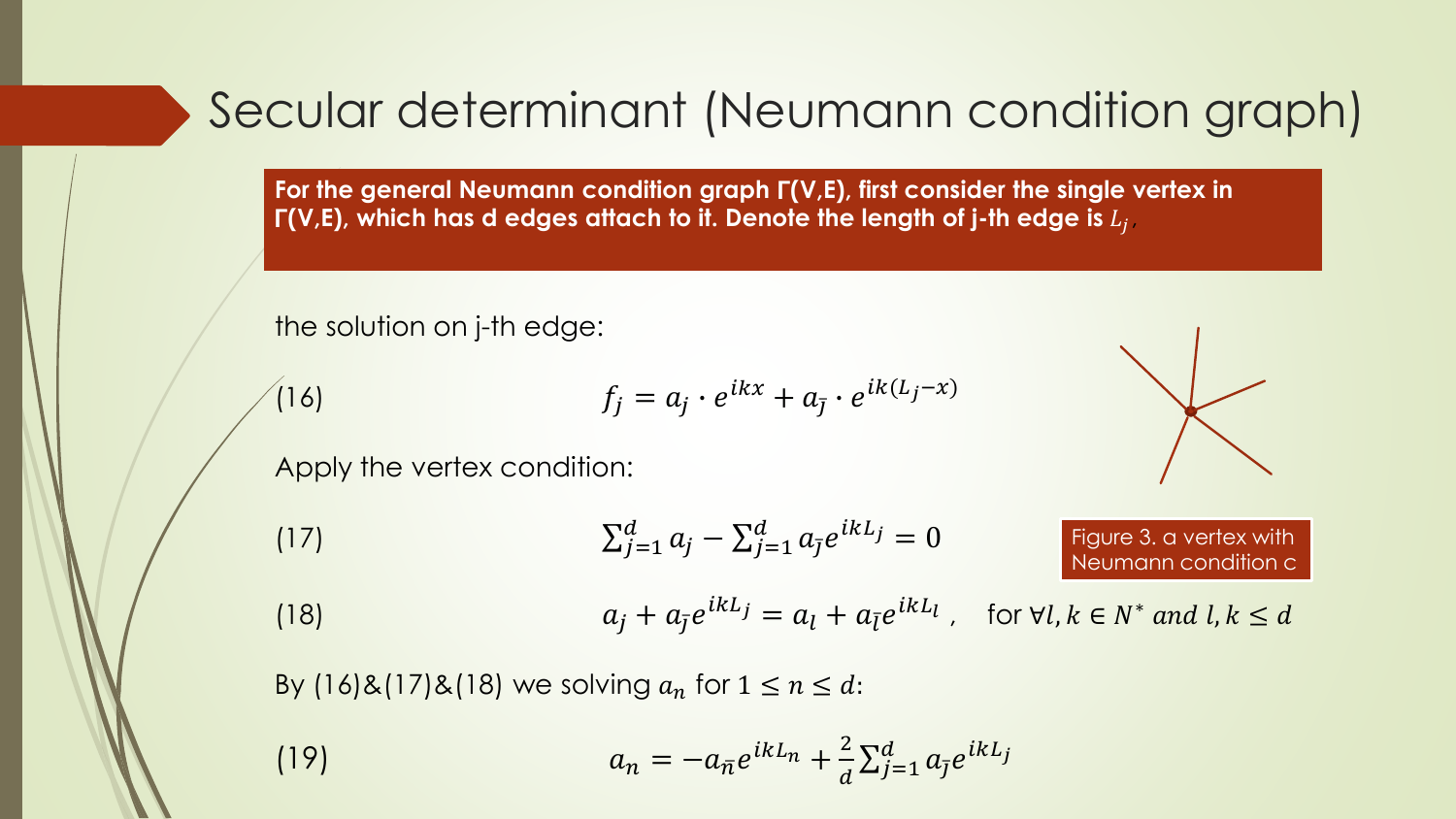# Secular determinant (Neumann condition graph)

**For the general Neumann condition graph Γ(V,E), first consider the single vertex in Γ(V,E), which has d edges attach to it. Denote the length of j-th edge is $L_j$.**

the solution on j-th edge:

(16) $$f_j = a_j \cdot e^{ikx} + a_{\bar{j}} \cdot e^{ik(L_j - x)}$$

Apply the vertex condition:

(17) $$\sum_{j=1}^{d} a_j - \sum_{j=1}^{d} a_{\bar{j}} e^{ikL_j} = 0$$

Figure 3. a vertex with Neumann condition c

(18) $$a_j + a_{\bar{j}} e^{ikL_j} = a_l + a_{\bar{l}} e^{ikL_l}, \quad \text{for } \forall l, k \in N^* \text{ and } l, k \le d$$

By (16)&(17)&(18) we solving $a_n$ for $1 \le n \le d$:

(19) $$a_n = -a_{\bar{n}} e^{ikL_n} + \frac{2}{d} \sum_{j=1}^{d} a_{\bar{j}} e^{ikL_j}$$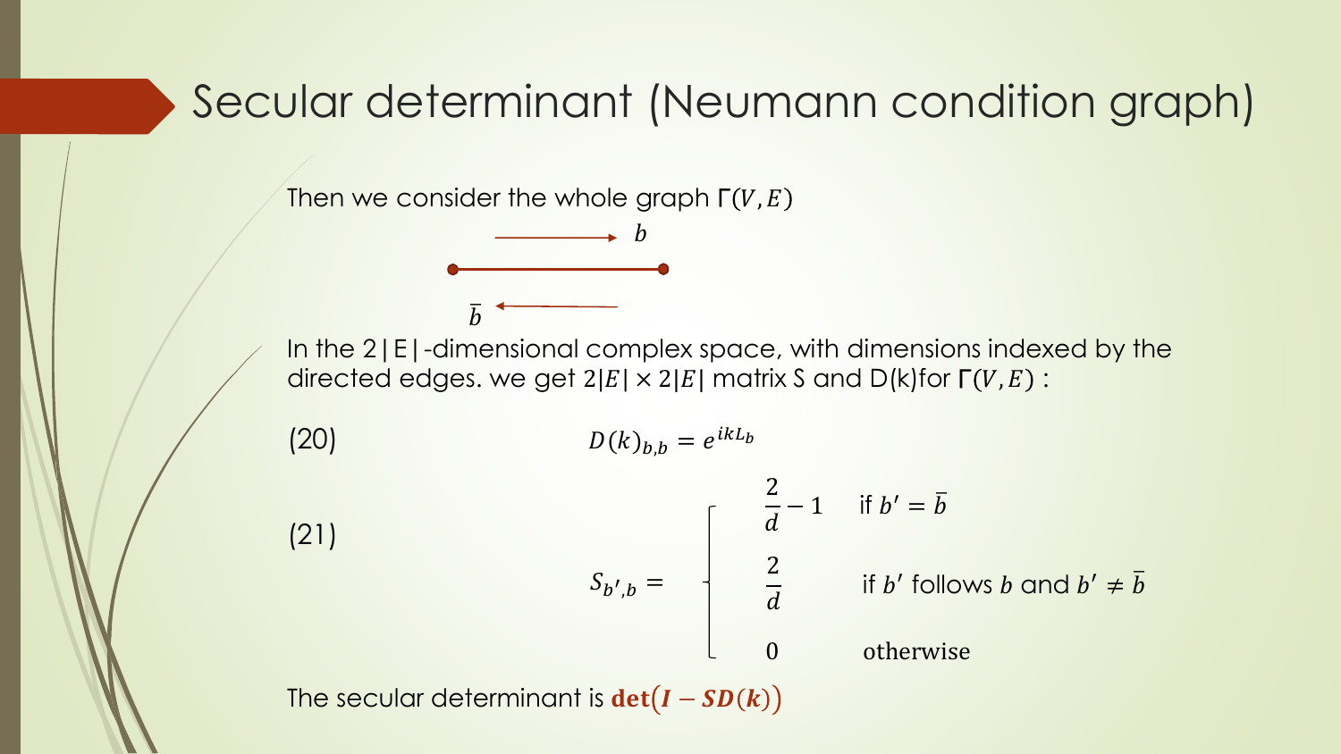# Secular determinant (Neumann condition graph)

Then we consider the whole graph $\Gamma(V, E)$

$b$

$\bar{b}$

In the 2|E|-dimensional complex space, with dimensions indexed by the directed edges. we get $2|E| \times 2|E|$ matrix S and D(k)for $\Gamma(V, E)$ :

(20)

$$D(k)_{b,b} = e^{ikL_b}$$

(21)

$$S_{b',b} = \begin{cases} \frac{2}{d} - 1 & \text{if } b' = \bar{b} \\ \frac{2}{d} & \text{if } b' \text{ follows } b \text{ and } b' \neq \bar{b} \\ 0 & \text{otherwise} \end{cases}$$

The secular determinant is $\mathbf{det}(\boldsymbol{I} - \boldsymbol{SD}(\boldsymbol{k}))$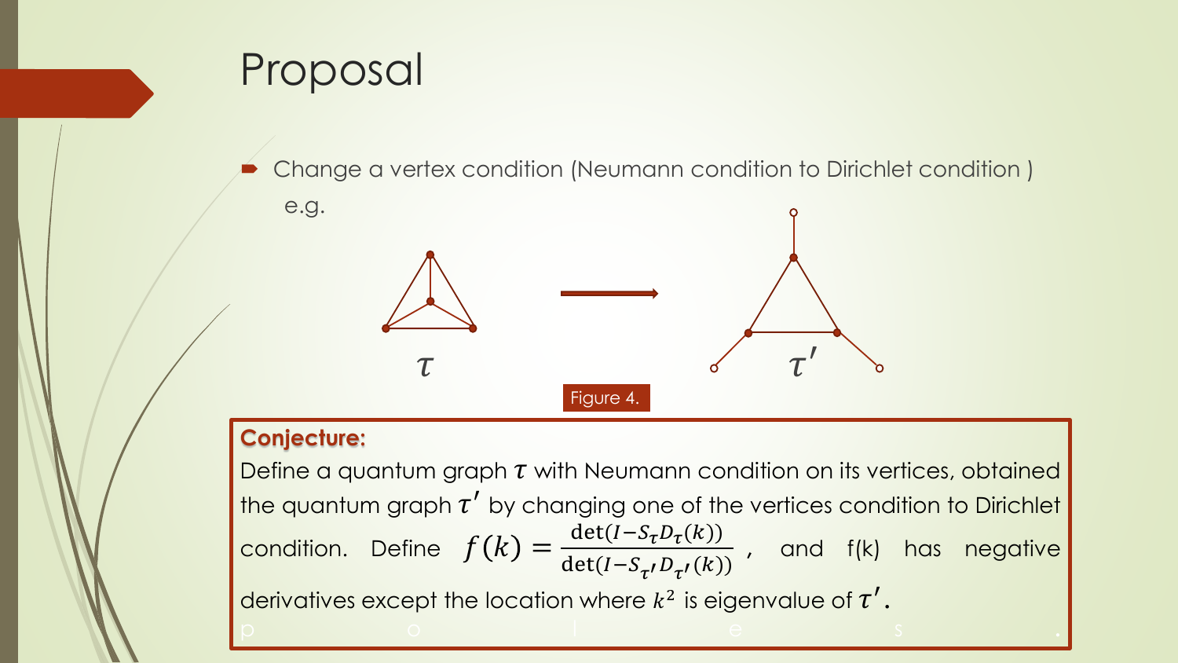# Proposal

- Change a vertex condition (Neumann condition to Dirichlet condition )

  e.g.

$\tau$ $\tau'$

Figure 4.

**Conjecture:**

Define a quantum graph $\tau$ with Neumann condition on its vertices, obtained the quantum graph $\tau'$ by changing one of the vertices condition to Dirichlet condition. Define $f(k) = \frac{\det(I - S_\tau D_\tau(k))}{\det(I - S_{\tau'} D_{\tau'}(k))}$ , and f(k) has negative derivatives except the location where $k^2$ is eigenvalue of $\tau'$.

p o l e s .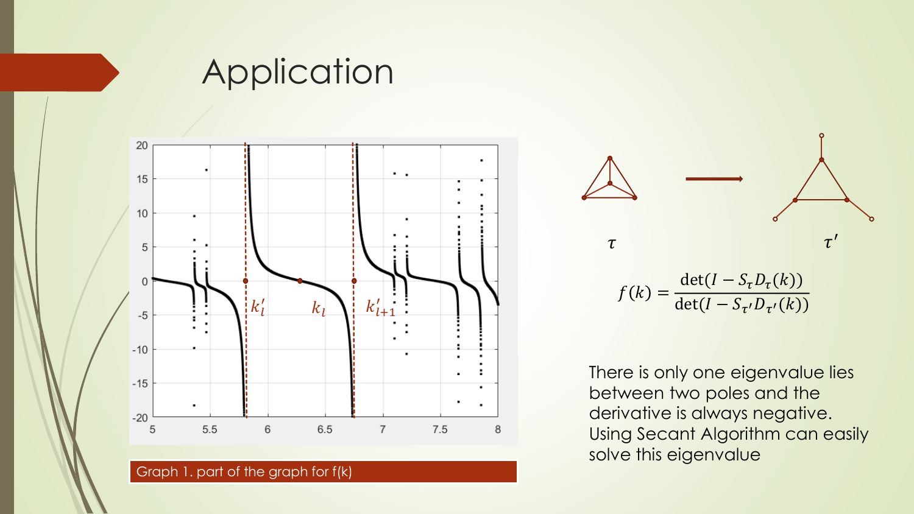# Application

Graph 1. part of the graph for f(k)

$\tau$ $\tau'$

$$f(k) = \frac{\det(I - S_\tau D_\tau(k))}{\det(I - S_{\tau'} D_{\tau'}(k))}$$

There is only one eigenvalue lies between two poles and the derivative is always negative. Using Secant Algorithm can easily solve this eigenvalue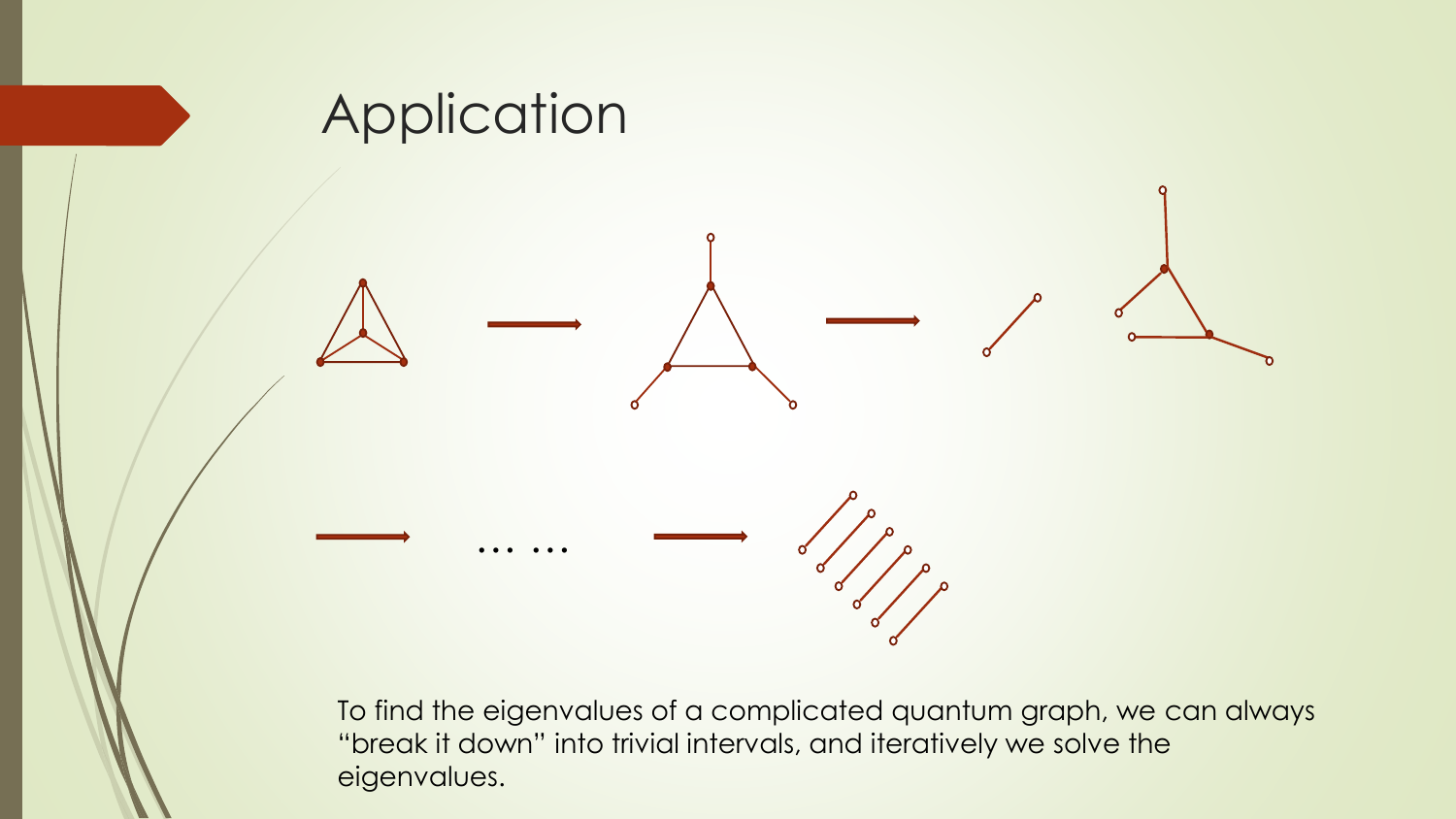# Application

To find the eigenvalues of a complicated quantum graph, we can always "break it down" into trivial intervals, and iteratively we solve the eigenvalues.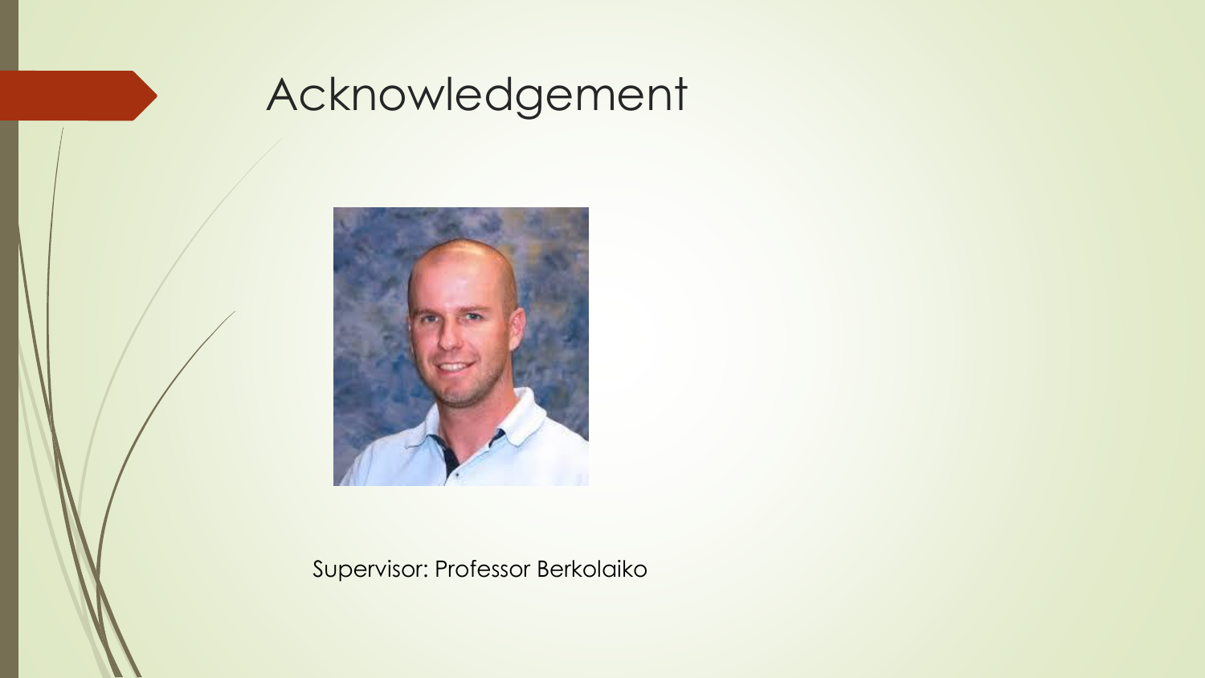# Acknowledgement

Supervisor: Professor Berkolaiko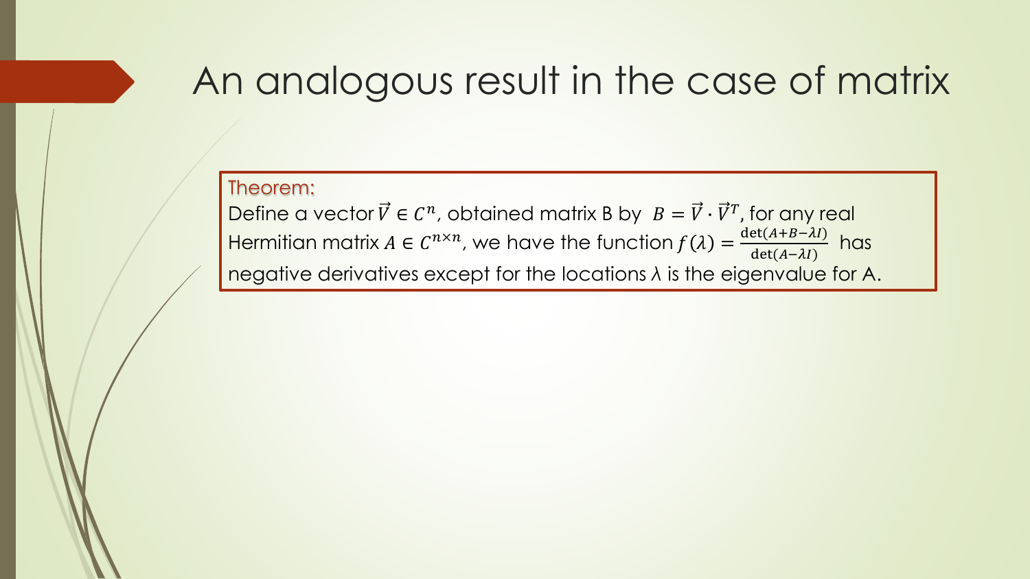# An analogous result in the case of matrix

Theorem:

Define a vector $\vec{V} \in C^n$, obtained matrix B by $B = \vec{V} \cdot \vec{V}^T$, for any real Hermitian matrix $A \in C^{n \times n}$, we have the function $f(\lambda) = \frac{\det(A+B-\lambda I)}{\det(A-\lambda I)}$ has negative derivatives except for the locations $\lambda$ is the eigenvalue for A.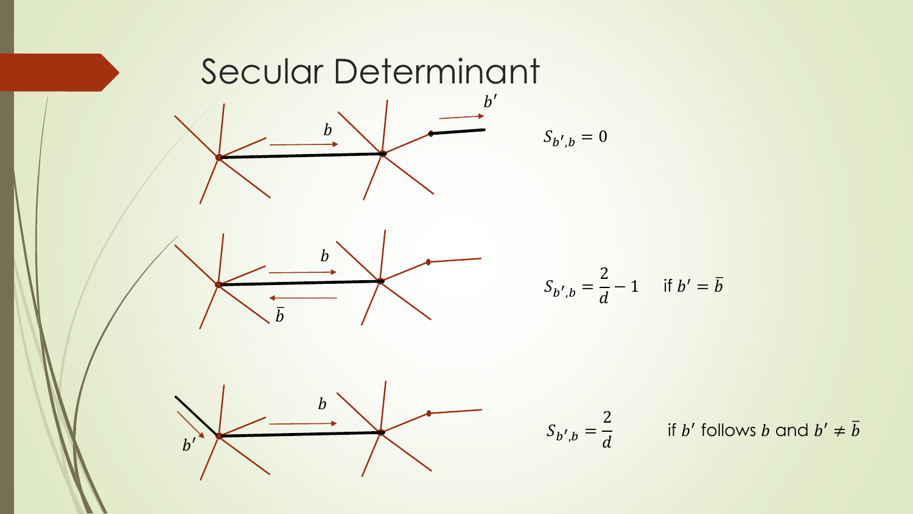# Secular Determinant

$b'$

$b$

$S_{b',b} = 0$

$b$

$\bar{b}$

$S_{b',b} = \frac{2}{d} - 1 \quad$ if $b' = \bar{b}$

$b$

$b'$

$S_{b',b} = \frac{2}{d} \quad$ if $b'$ follows $b$ and $b' \neq \bar{b}$